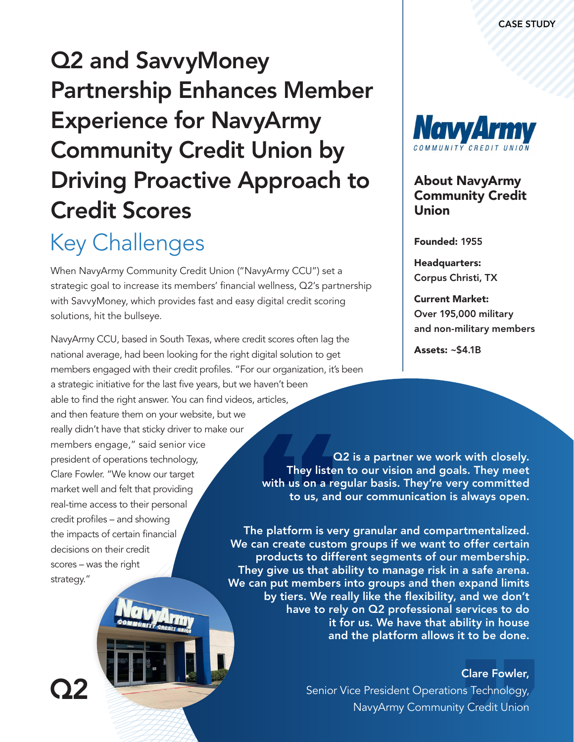CASE STUDY

# Q2 and SavvyMoney Partnership Enhances Member Experience for NavyArmy Community Credit Union by Driving Proactive Approach to Credit Scores

## Key Challenges

When NavyArmy Community Credit Union ("NavyArmy CCU") set a strategic goal to increase its members' financial wellness, Q2's partnership with SavvyMoney, which provides fast and easy digital credit scoring solutions, hit the bullseye.

NavyArmy CCU, based in South Texas, where credit scores often lag the national average, had been looking for the right digital solution to get members engaged with their credit profiles. "For our organization, it's been a strategic initiative for the last five years, but we haven't been able to find the right answer. You can find videos, articles, and then feature them on your website, but we really didn't have that sticky driver to make our members engage," said senior vice president of operations technology, Clare Fowler. "We know our target market well and felt that providing real-time access to their personal credit profiles – and showing the impacts of certain financial decisions on their credit scores – was the right strategy."

### About NavyArmy Community Credit Union

**Founded:** 1955

**Headquarters:** Corpus Christi, TX

**Current Market:** Over 195,000 military and non-military members

**Assets:** ~$4.1B

> **Q2 is a partner we work with closely. They listen to our vision and goals. They meet with us on a regular basis. They're very committed to us, and our communication is always open.**
>
> **The platform is very granular and compartmentalized. We can create custom groups if we want to offer certain products to different segments of our membership. They give us that ability to manage risk in a safe arena. We can put members into groups and then expand limits by tiers. We really like the flexibility, and we don't have to rely on Q2 professional services to do it for us. We have that ability in house and the platform allows it to be done.**
>
> **Clare Fowler,**
> Senior Vice President Operations Technology,
> NavyArmy Community Credit Union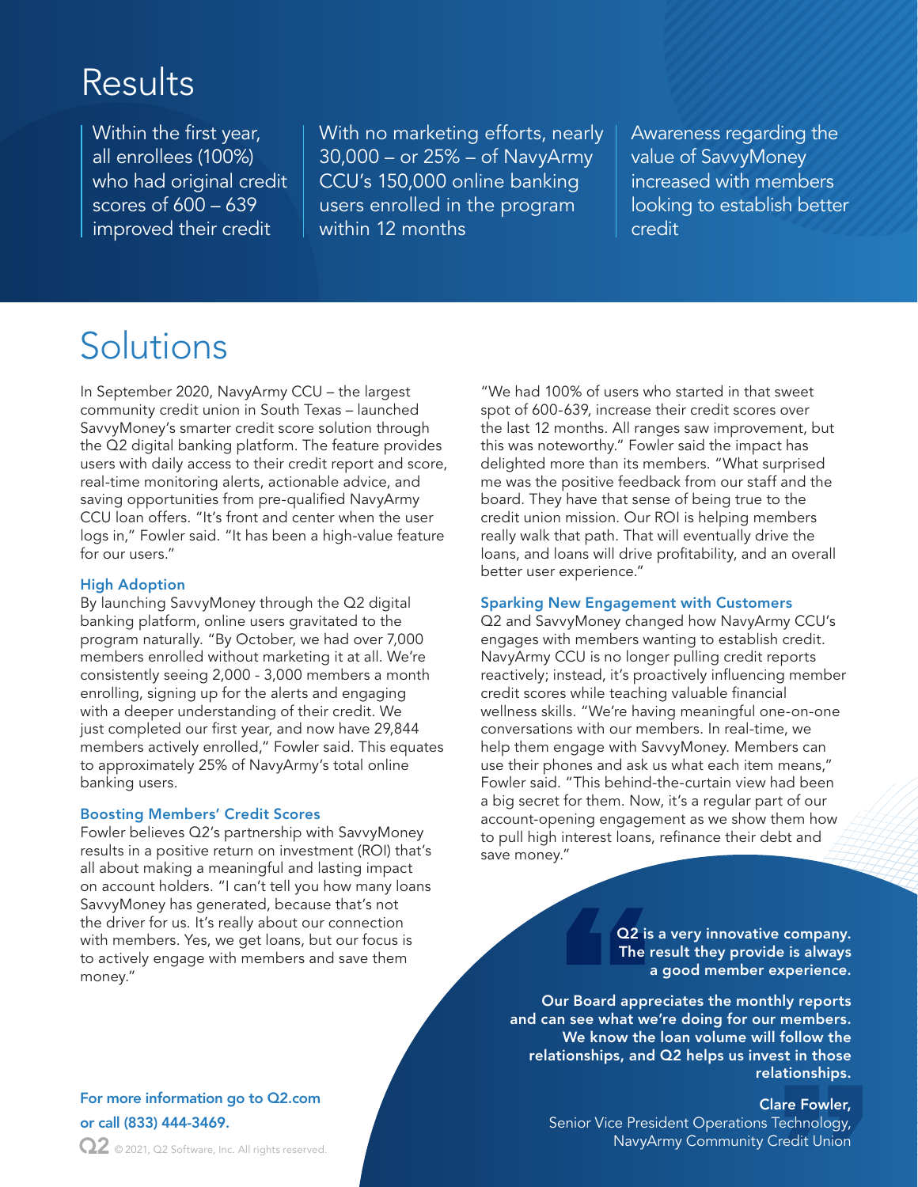# Results

Within the first year, all enrollees (100%) who had original credit scores of 600 – 639 improved their credit

With no marketing efforts, nearly 30,000 – or 25% – of NavyArmy CCU's 150,000 online banking users enrolled in the program within 12 months

Awareness regarding the value of SavvyMoney increased with members looking to establish better credit

# Solutions

In September 2020, NavyArmy CCU – the largest community credit union in South Texas – launched SavvyMoney's smarter credit score solution through the Q2 digital banking platform. The feature provides users with daily access to their credit report and score, real-time monitoring alerts, actionable advice, and saving opportunities from pre-qualified NavyArmy CCU loan offers. "It's front and center when the user logs in," Fowler said. "It has been a high-value feature for our users."

### High Adoption

By launching SavvyMoney through the Q2 digital banking platform, online users gravitated to the program naturally. "By October, we had over 7,000 members enrolled without marketing it at all. We're consistently seeing 2,000 - 3,000 members a month enrolling, signing up for the alerts and engaging with a deeper understanding of their credit. We just completed our first year, and now have 29,844 members actively enrolled," Fowler said. This equates to approximately 25% of NavyArmy's total online banking users.

### Boosting Members' Credit Scores

Fowler believes Q2's partnership with SavvyMoney results in a positive return on investment (ROI) that's all about making a meaningful and lasting impact on account holders. "I can't tell you how many loans SavvyMoney has generated, because that's not the driver for us. It's really about our connection with members. Yes, we get loans, but our focus is to actively engage with members and save them money."

"We had 100% of users who started in that sweet spot of 600-639, increase their credit scores over the last 12 months. All ranges saw improvement, but this was noteworthy." Fowler said the impact has delighted more than its members. "What surprised me was the positive feedback from our staff and the board. They have that sense of being true to the credit union mission. Our ROI is helping members really walk that path. That will eventually drive the loans, and loans will drive profitability, and an overall better user experience."

### Sparking New Engagement with Customers

Q2 and SavvyMoney changed how NavyArmy CCU's engages with members wanting to establish credit. NavyArmy CCU is no longer pulling credit reports reactively; instead, it's proactively influencing member credit scores while teaching valuable financial wellness skills. "We're having meaningful one-on-one conversations with our members. In real-time, we help them engage with SavvyMoney. Members can use their phones and ask us what each item means," Fowler said. "This behind-the-curtain view had been a big secret for them. Now, it's a regular part of our account-opening engagement as we show them how to pull high interest loans, refinance their debt and save money."

**Q2 is a very innovative company. The result they provide is always a good member experience.**

**Our Board appreciates the monthly reports and can see what we're doing for our members. We know the loan volume will follow the relationships, and Q2 helps us invest in those relationships.**

**Clare Fowler,**
Senior Vice President Operations Technology, NavyArmy Community Credit Union

For more information go to Q2.com or call (833) 444-3469.

Q2 © 2021, Q2 Software, Inc. All rights reserved.